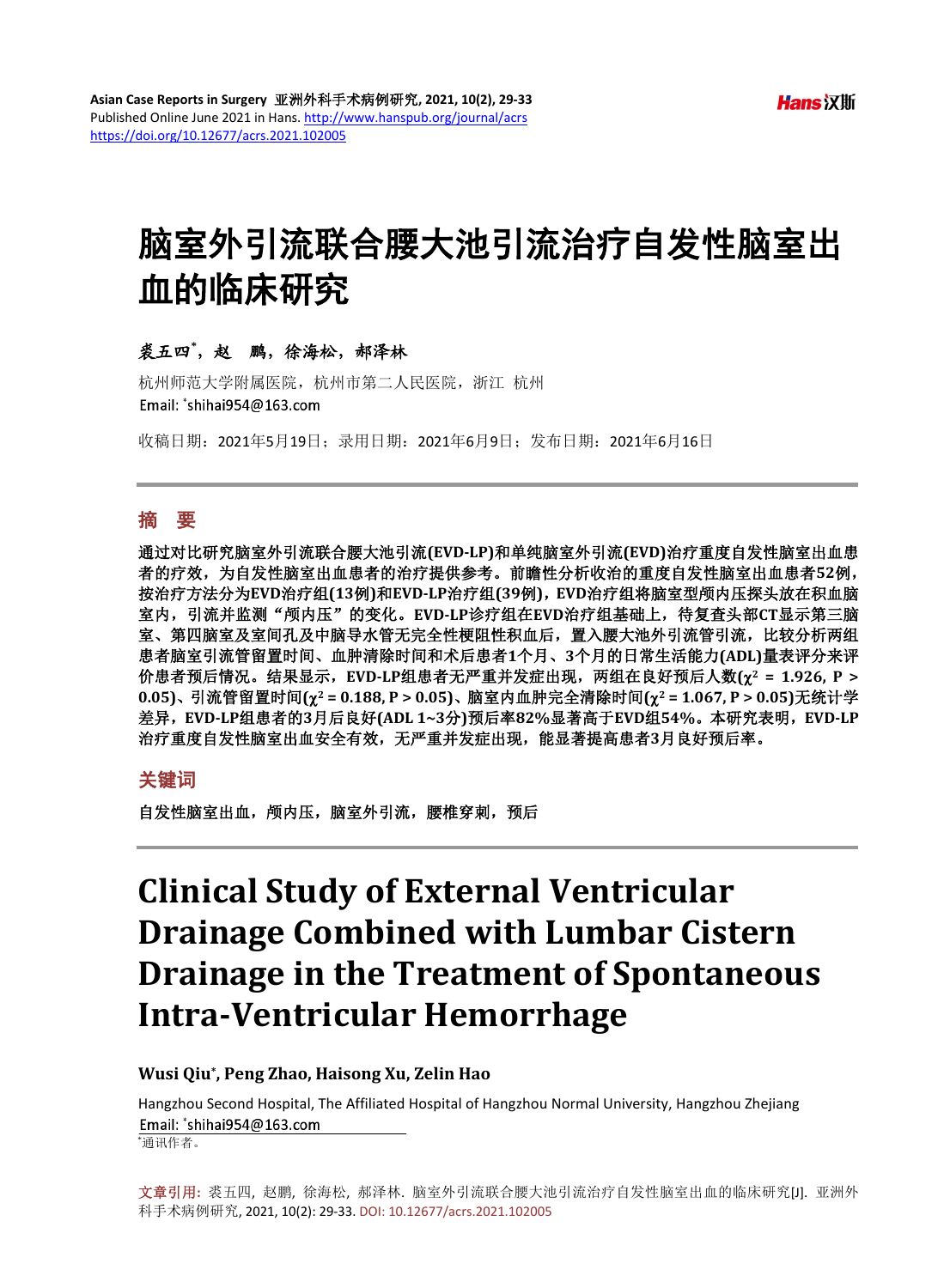# 脑室外引流联合腰大池引流治疗自发性脑室出血的临床研究

**裘五四\*，赵　鹏，徐海松，郝泽林**

杭州师范大学附属医院，杭州市第二人民医院，浙江 杭州

Email: *shihai954@163.com

收稿日期：2021年5月19日；录用日期：2021年6月9日；发布日期：2021年6月16日

## 摘　要

**通过对比研究脑室外引流联合腰大池引流(EVD-LP)和单纯脑室外引流(EVD)治疗重度自发性脑室出血患者的疗效，为自发性脑室出血患者的治疗提供参考。前瞻性分析收治的重度自发性脑室出血患者52例，按治疗方法分为EVD治疗组(13例)和EVD-LP治疗组(39例)，EVD治疗组将脑室型颅内压探头放在积血脑室内，引流并监测"颅内压"的变化。EVD-LP诊疗组在EVD治疗组基础上，待复查头部CT显示第三脑室、第四脑室及室间孔及中脑导水管无完全性梗阻性积血后，置入腰大池外引流管引流，比较分析两组患者脑室引流管留置时间、血肿清除时间和术后患者1个月、3个月的日常生活能力(ADL)量表评分来评价患者预后情况。结果显示，EVD-LP组患者无严重并发症出现，两组在良好预后人数($\chi^2$ = 1.926, P > 0.05)、引流管留置时间($\chi^2$ = 0.188, P > 0.05)、脑室内血肿完全清除时间($\chi^2$ = 1.067, P > 0.05)无统计学差异，EVD-LP组患者的3月后良好(ADL 1~3分)预后率82%显著高于EVD组54%。本研究表明，EVD-LP治疗重度自发性脑室出血安全有效，无严重并发症出现，能显著提高患者3月良好预后率。**

## 关键词

**自发性脑室出血，颅内压，脑室外引流，腰椎穿刺，预后**

# Clinical Study of External Ventricular Drainage Combined with Lumbar Cistern Drainage in the Treatment of Spontaneous Intra-Ventricular Hemorrhage

**Wusi Qiu\*, Peng Zhao, Haisong Xu, Zelin Hao**

Hangzhou Second Hospital, The Affiliated Hospital of Hangzhou Normal University, Hangzhou Zhejiang

Email: *shihai954@163.com

*通讯作者。

文章引用: 裘五四, 赵鹏, 徐海松, 郝泽林. 脑室外引流联合腰大池引流治疗自发性脑室出血的临床研究[J]. 亚洲外科手术病例研究, 2021, 10(2): 29-33. DOI: 10.12677/acrs.2021.102005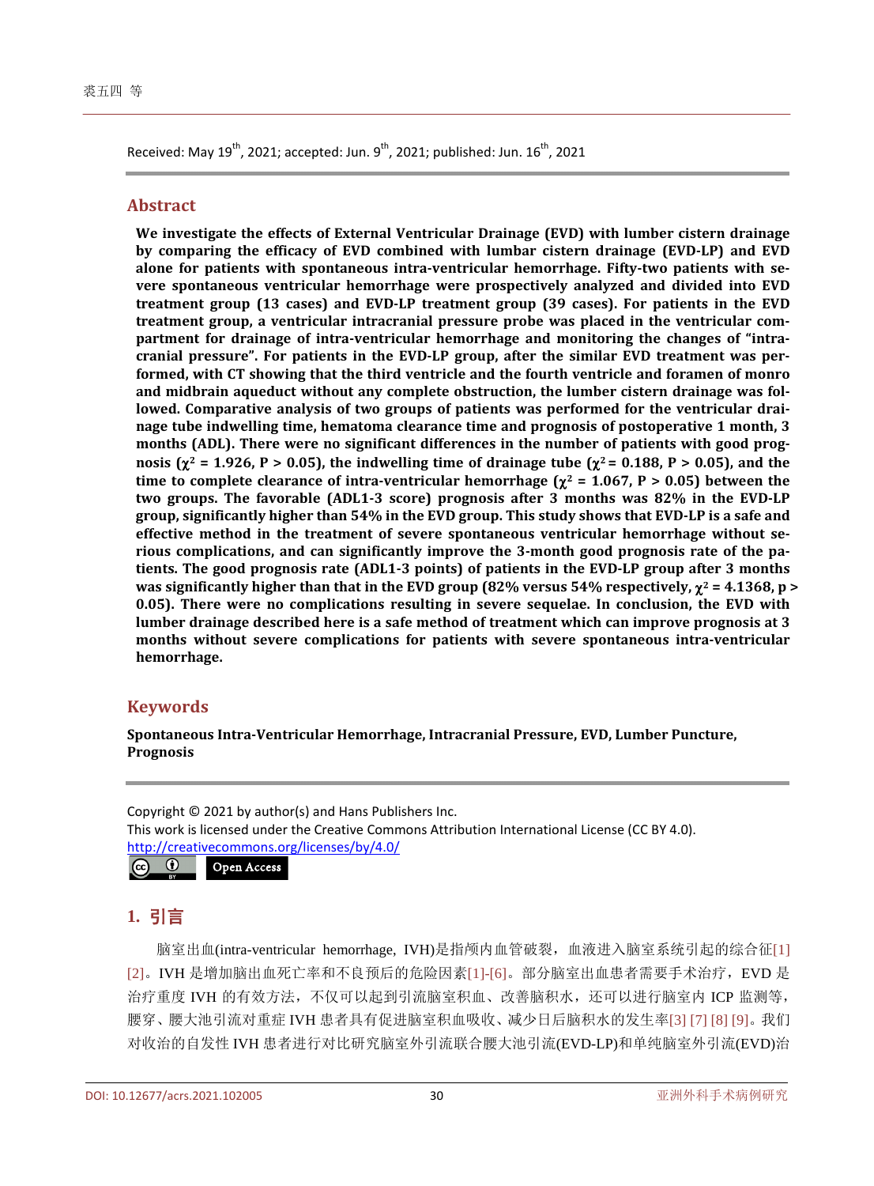Received: May 19th, 2021; accepted: Jun. 9th, 2021; published: Jun. 16th, 2021

## Abstract

**We investigate the effects of External Ventricular Drainage (EVD) with lumber cistern drainage by comparing the efficacy of EVD combined with lumbar cistern drainage (EVD-LP) and EVD alone for patients with spontaneous intra-ventricular hemorrhage. Fifty-two patients with severe spontaneous ventricular hemorrhage were prospectively analyzed and divided into EVD treatment group (13 cases) and EVD-LP treatment group (39 cases). For patients in the EVD treatment group, a ventricular intracranial pressure probe was placed in the ventricular compartment for drainage of intra-ventricular hemorrhage and monitoring the changes of "intracranial pressure". For patients in the EVD-LP group, after the similar EVD treatment was performed, with CT showing that the third ventricle and the fourth ventricle and foramen of monro and midbrain aqueduct without any complete obstruction, the lumber cistern drainage was followed. Comparative analysis of two groups of patients was performed for the ventricular drainage tube indwelling time, hematoma clearance time and prognosis of postoperative 1 month, 3 months (ADL). There were no significant differences in the number of patients with good prognosis ($\chi^2 = 1.926$, $P > 0.05$), the indwelling time of drainage tube ($\chi^2 = 0.188$, $P > 0.05$), and the time to complete clearance of intra-ventricular hemorrhage ($\chi^2 = 1.067$, $P > 0.05$) between the two groups. The favorable (ADL1-3 score) prognosis after 3 months was 82% in the EVD-LP group, significantly higher than 54% in the EVD group. This study shows that EVD-LP is a safe and effective method in the treatment of severe spontaneous ventricular hemorrhage without serious complications, and can significantly improve the 3-month good prognosis rate of the patients. The good prognosis rate (ADL1-3 points) of patients in the EVD-LP group after 3 months was significantly higher than that in the EVD group (82% versus 54% respectively, $\chi^2 = 4.1368$, $p > 0.05$). There were no complications resulting in severe sequelae. In conclusion, the EVD with lumbar drainage described here is a safe method of treatment which can improve prognosis at 3 months without severe complications for patients with severe spontaneous intra-ventricular hemorrhage.**

## Keywords

**Spontaneous Intra-Ventricular Hemorrhage, Intracranial Pressure, EVD, Lumber Puncture, Prognosis**

Copyright © 2021 by author(s) and Hans Publishers Inc.
This work is licensed under the Creative Commons Attribution International License (CC BY 4.0).
http://creativecommons.org/licenses/by/4.0/

Open Access

## 1. 引言

脑室出血(intra-ventricular hemorrhage, IVH)是指颅内血管破裂，血液进入脑室系统引起的综合征[1] [2]。IVH 是增加脑出血死亡率和不良预后的危险因素[1]-[6]。部分脑室出血患者需要手术治疗，EVD 是治疗重度 IVH 的有效方法，不仅可以起到引流脑室积血、改善脑积水，还可以进行脑室内 ICP 监测等，腰穿、腰大池引流对重症 IVH 患者具有促进脑室积血吸收、减少日后脑积水的发生率[3] [7] [8] [9]。我们对收治的自发性 IVH 患者进行对比研究脑室外引流联合腰大池引流(EVD-LP)和单纯脑室外引流(EVD)治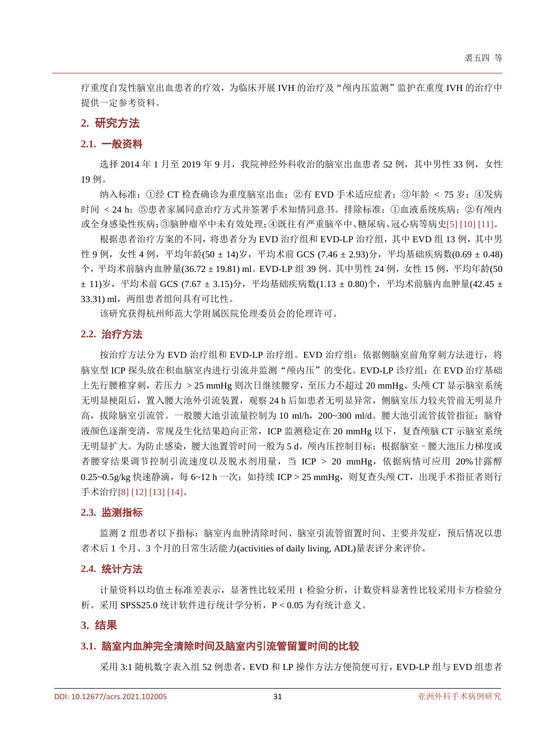疗重度自发性脑室出血患者的疗效，为临床开展 IVH 的治疗及“颅内压监测”监护在重度 IVH 的治疗中提供一定参考资料。

## 2. 研究方法

### 2.1. 一般资料

选择 2014 年 1 月至 2019 年 9 月，我院神经外科收治的脑室出血患者 52 例，其中男性 33 例，女性 19 例。

纳入标准：①经 CT 检查确诊为重度脑室出血；②有 EVD 手术适应症者；③年龄 ＜ 75 岁；④发病时间 ＜ 24 h；⑤患者家属同意治疗方式并签署手术知情同意书。排除标准：①血液系统疾病；②有颅内或全身感染性疾病；③脑肿瘤卒中未有效处理；④既往有严重脑卒中、糖尿病、冠心病等病史[5] [10] [11]。

根据患者治疗方案的不同，将患者分为 EVD 治疗组和 EVD-LP 治疗组，其中 EVD 组 13 例，其中男性 9 例，女性 4 例，平均年龄(50 ± 14)岁，平均术前 GCS (7.46 ± 2.93)分，平均基础疾病数(0.69 ± 0.48)个，平均术前脑内血肿量(36.72 ± 19.81) ml。EVD-LP 组 39 例。其中男性 24 例，女性 15 例，平均年龄(50 ± 11)岁，平均术前 GCS (7.67 ± 3.15)分，平均基础疾病数(1.13 ± 0.80)个，平均术前脑内血肿量(42.45 ± 33.31) ml，两组患者组间具有可比性。

该研究获得杭州师范大学附属医院伦理委员会的伦理许可。

### 2.2. 治疗方法

按治疗方法分为 EVD 治疗组和 EVD-LP 治疗组。EVD 治疗组：依据侧脑室前角穿刺方法进行，将脑室型 ICP 探头放在积血脑室内进行引流并监测“颅内压”的变化。EVD-LP 诊疗组：在 EVD 治疗基础上先行腰椎穿刺，若压力 ＞ 25 mmHg 则次日继续腰穿，至压力不超过 20 mmHg、头颅 CT 显示脑室系统无明显梗阻后，置入腰大池外引流装置，观察 24 h 后如患者无明显异常，侧脑室压力较夹管前无明显升高，拔除脑室引流管。一般腰大池引流量控制为 10 ml/h，200~300 ml/d。腰大池引流管拔管指征：脑脊液颜色逐渐变清，常规及生化结果趋向正常，ICP 监测稳定在 20 mmHg 以下，复查颅脑 CT 示脑室系统无明显扩大。为防止感染，腰大池置管时间一般为 5 d。颅内压控制目标：根据脑室－腰大池压力梯度或者腰穿结果调节控制引流速度以及脱水剂用量，当 ICP ＞ 20 mmHg，依据病情可应用 20%甘露醇 0.25~0.5g/kg 快速静滴，每 6~12 h 一次；如持续 ICP > 25 mmHg，则复查头颅 CT，出现手术指征者则行手术治疗[8] [12] [13] [14]。

### 2.3. 监测指标

监测 2 组患者以下指标：脑室内血肿清除时间、脑室引流管留置时间、主要并发症，预后情况以患者术后 1 个月、3 个月的日常生活能力(activities of daily living, ADL)量表评分来评价。

### 2.4. 统计方法

计量资料以均值±标准差表示，显著性比较采用 t 检验分析，计数资料显著性比较采用卡方检验分析。采用 SPSS25.0 统计软件进行统计学分析，$P < 0.05$ 为有统计意义。

## 3. 结果

### 3.1. 脑室内血肿完全清除时间及脑室内引流管留置时间的比较

采用 3:1 随机数字表入组 52 例患者，EVD 和 LP 操作方法方便简便可行，EVD-LP 组与 EVD 组患者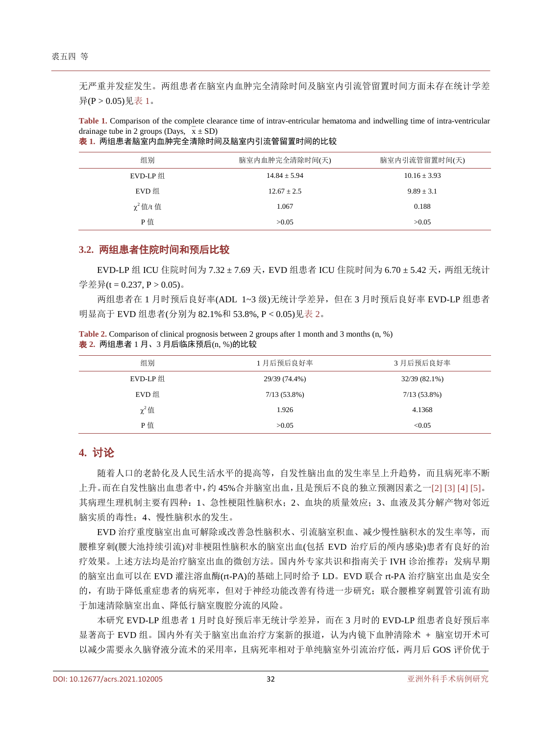无严重并发症发生。两组患者在脑室内血肿完全清除时间及脑室内引流管留置时间方面未存在统计学差异(P > 0.05)见表 1。

**Table 1.** Comparison of the complete clearance time of intrav-entricular hematoma and indwelling time of intra-ventricular drainage tube in 2 groups (Days, $\bar{x} \pm SD$)

**表 1.** 两组患者脑室内血肿完全清除时间及脑室内引流管留置时间的比较

| 组别 | 脑室内血肿完全清除时间(天) | 脑室内引流管留置时间(天) |
|---|---|---|
| EVD-LP 组 | 14.84 ± 5.94 | 10.16 ± 3.93 |
| EVD 组 | 12.67 ± 2.5 | 9.89 ± 3.1 |
| $\chi^2$ 值/t 值 | 1.067 | 0.188 |
| P 值 | >0.05 | >0.05 |

### 3.2. 两组患者住院时间和预后比较

EVD-LP 组 ICU 住院时间为 7.32 ± 7.69 天，EVD 组患者 ICU 住院时间为 6.70 ± 5.42 天，两组无统计学差异(t = 0.237, P > 0.05)。

两组患者在 1 月时预后良好率(ADL 1~3 级)无统计学差异，但在 3 月时预后良好率 EVD-LP 组患者明显高于 EVD 组患者(分别为 82.1%和 53.8%, P < 0.05)见表 2。

**Table 2.** Comparison of clinical prognosis between 2 groups after 1 month and 3 months (n, %)

**表 2.** 两组患者 1 月、3 月后临床预后(n, %)的比较

| 组别 | 1 月后预后良好率 | 3 月后预后良好率 |
|---|---|---|
| EVD-LP 组 | 29/39 (74.4%) | 32/39 (82.1%) |
| EVD 组 | 7/13 (53.8%) | 7/13 (53.8%) |
| $\chi^2$ 值 | 1.926 | 4.1368 |
| P 值 | >0.05 | <0.05 |

## 4. 讨论

随着人口的老龄化及人民生活水平的提高等，自发性脑出血的发生率呈上升趋势，而且病死率不断上升。而在自发性脑出血患者中，约 45%合并脑室出血，且是预后不良的独立预测因素之一[2] [3] [4] [5]。其病理生理机制主要有四种：1、急性梗阻性脑积水；2、血块的质量效应；3、血液及其分解产物对邻近脑实质的毒性；4、慢性脑积水的发生。

EVD 治疗重度脑室出血可解除或改善急性脑积水、引流脑室积血、减少慢性脑积水的发生率等，而腰椎穿刺(腰大池持续引流)对非梗阻性脑积水的脑室出血(包括 EVD 治疗后的颅内感染)患者有良好的治疗效果。上述方法均是治疗脑室出血的微创方法。国内外专家共识和指南关于 IVH 诊治推荐：发病早期的脑室出血可以在 EVD 灌注溶血酶(rt-PA)的基础上同时给予 LD。EVD 联合 rt-PA 治疗脑室出血是安全的，有助于降低重症患者的病死率，但对于神经功能改善有待进一步研究；联合腰椎穿刺置管引流有助于加速清除脑室出血、降低行脑室腹腔分流的风险。

本研究 EVD-LP 组患者 1 月时良好预后率无统计学差异，而在 3 月时的 EVD-LP 组患者良好预后率显著高于 EVD 组。国内外有关于脑室出血治疗方案新的报道，认为内镜下血肿清除术 + 脑室切开术可以减少需要永久脑脊液分流术的采用率，且病死率相对于单纯脑室外引流治疗低，两月后 GOS 评价优于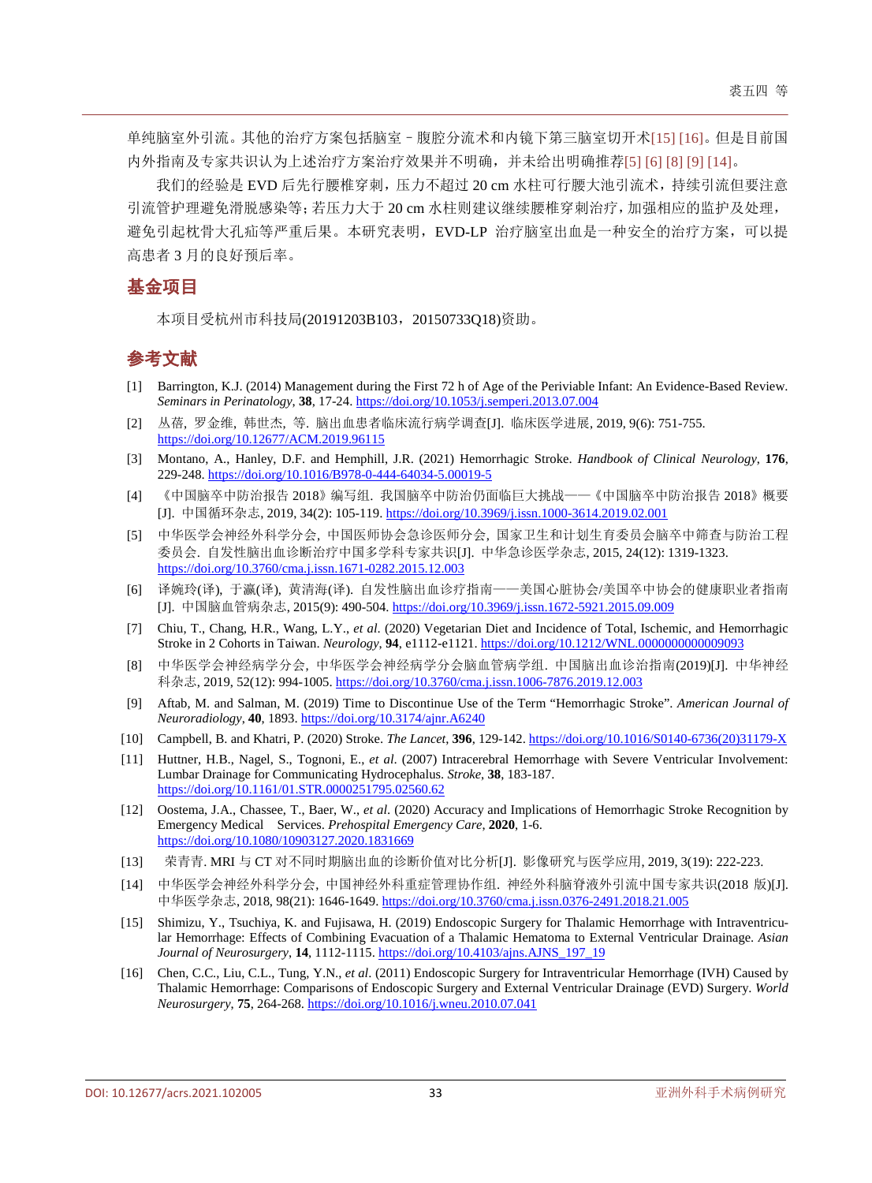单纯脑室外引流。其他的治疗方案包括脑室－腹腔分流术和内镜下第三脑室切开术[15] [16]。但是目前国内外指南及专家共识认为上述治疗方案治疗效果并不明确，并未给出明确推荐[5] [6] [8] [9] [14]。

我们的经验是 EVD 后先行腰椎穿刺，压力不超过 20 cm 水柱可行腰大池引流术，持续引流但要注意引流管护理避免滑脱感染等；若压力大于 20 cm 水柱则建议继续腰椎穿刺治疗，加强相应的监护及处理，避免引起枕骨大孔疝等严重后果。本研究表明，EVD-LP 治疗脑室出血是一种安全的治疗方案，可以提高患者 3 月的良好预后率。

## 基金项目

本项目受杭州市科技局(20191203B103，20150733Q18)资助。

## 参考文献

[1] Barrington, K.J. (2014) Management during the First 72 h of Age of the Periviable Infant: An Evidence-Based Review. *Seminars in Perinatology*, **38**, 17-24. https://doi.org/10.1053/j.semperi.2013.07.004

[2] 丛蓓，罗金维，韩世杰，等. 脑出血患者临床流行病学调查[J]. 临床医学进展, 2019, 9(6): 751-755. https://doi.org/10.12677/ACM.2019.96115

[3] Montano, A., Hanley, D.F. and Hemphill, J.R. (2021) Hemorrhagic Stroke. *Handbook of Clinical Neurology*, **176**, 229-248. https://doi.org/10.1016/B978-0-444-64034-5.00019-5

[4] 《中国脑卒中防治报告 2018》编写组. 我国脑卒中防治仍面临巨大挑战——《中国脑卒中防治报告 2018》概要[J]. 中国循环杂志, 2019, 34(2): 105-119. https://doi.org/10.3969/j.issn.1000-3614.2019.02.001

[5] 中华医学会神经外科学分会，中国医师协会急诊医师分会，国家卫生和计划生育委员会脑卒中筛查与防治工程委员会. 自发性脑出血诊断治疗中国多学科专家共识[J]. 中华急诊医学杂志, 2015, 24(12): 1319-1323. https://doi.org/10.3760/cma.j.issn.1671-0282.2015.12.003

[6] 译婉玲(译)，于瀛(译)，黄清海(译). 自发性脑出血诊疗指南——美国心脏协会/美国卒中协会的健康职业者指南[J]. 中国脑血管病杂志, 2015(9): 490-504. https://doi.org/10.3969/j.issn.1672-5921.2015.09.009

[7] Chiu, T., Chang, H.R., Wang, L.Y., *et al.* (2020) Vegetarian Diet and Incidence of Total, Ischemic, and Hemorrhagic Stroke in 2 Cohorts in Taiwan. *Neurology*, **94**, e1112-e1121. https://doi.org/10.1212/WNL.0000000000009093

[8] 中华医学会神经病学分会，中华医学会神经病学分会脑血管病学组. 中国脑出血诊治指南(2019)[J]. 中华神经科杂志, 2019, 52(12): 994-1005. https://doi.org/10.3760/cma.j.issn.1006-7876.2019.12.003

[9] Aftab, M. and Salman, M. (2019) Time to Discontinue Use of the Term "Hemorrhagic Stroke". *American Journal of Neuroradiology*, **40**, 1893. https://doi.org/10.3174/ajnr.A6240

[10] Campbell, B. and Khatri, P. (2020) Stroke. *The Lancet*, **396**, 129-142. https://doi.org/10.1016/S0140-6736(20)31179-X

[11] Huttner, H.B., Nagel, S., Tognoni, E., *et al.* (2007) Intracerebral Hemorrhage with Severe Ventricular Involvement: Lumbar Drainage for Communicating Hydrocephalus. *Stroke*, **38**, 183-187. https://doi.org/10.1161/01.STR.0000251795.02560.62

[12] Oostema, J.A., Chassee, T., Baer, W., *et al.* (2020) Accuracy and Implications of Hemorrhagic Stroke Recognition by Emergency Medical Services. *Prehospital Emergency Care*, **2020**, 1-6. https://doi.org/10.1080/10903127.2020.1831669

[13] 荣青青. MRI 与 CT 对不同时期脑出血的诊断价值对比分析[J]. 影像研究与医学应用, 2019, 3(19): 222-223.

[14] 中华医学会神经外科学分会，中国神经外科重症管理协作组. 神经外科脑脊液外引流中国专家共识(2018 版)[J]. 中华医学杂志, 2018, 98(21): 1646-1649. https://doi.org/10.3760/cma.j.issn.0376-2491.2018.21.005

[15] Shimizu, Y., Tsuchiya, K. and Fujisawa, H. (2019) Endoscopic Surgery for Thalamic Hemorrhage with Intraventricular Hemorrhage: Effects of Combining Evacuation of a Thalamic Hematoma to External Ventricular Drainage. *Asian Journal of Neurosurgery*, **14**, 1112-1115. https://doi.org/10.4103/ajns.AJNS_197_19

[16] Chen, C.C., Liu, C.L., Tung, Y.N., *et al.* (2011) Endoscopic Surgery for Intraventricular Hemorrhage (IVH) Caused by Thalamic Hemorrhage: Comparisons of Endoscopic Surgery and External Ventricular Drainage (EVD) Surgery. *World Neurosurgery*, **75**, 264-268. https://doi.org/10.1016/j.wneu.2010.07.041